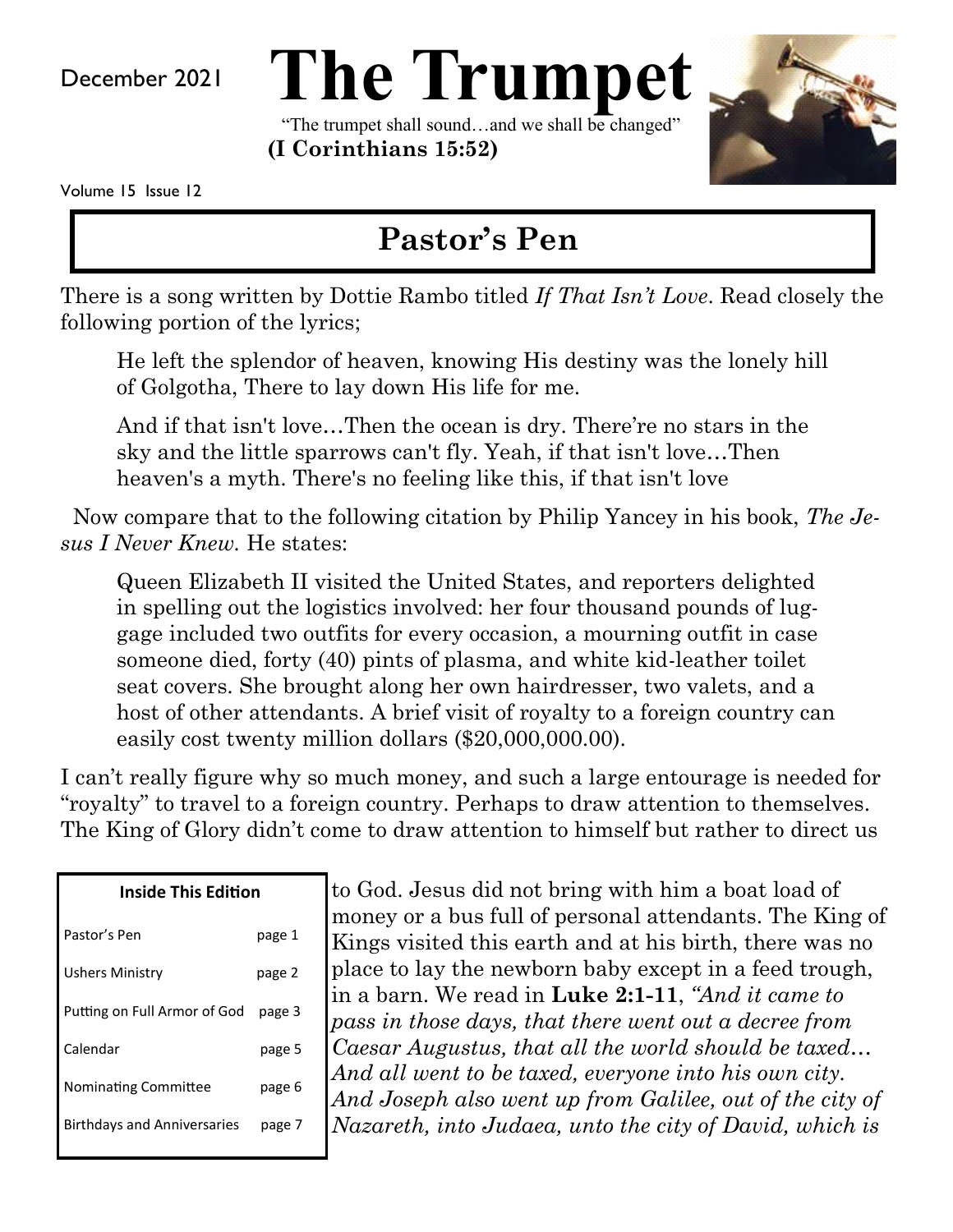December 2021

# The Trumpet

"The trumpet shall sound…and we shall be changed"
**(I Corinthians 15:52)**

Volume 15 Issue 12

## Pastor's Pen

There is a song written by Dottie Rambo titled *If That Isn't Love*. Read closely the following portion of the lyrics;

> He left the splendor of heaven, knowing His destiny was the lonely hill of Golgotha, There to lay down His life for me.
>
> And if that isn't love…Then the ocean is dry. There're no stars in the sky and the little sparrows can't fly. Yeah, if that isn't love…Then heaven's a myth. There's no feeling like this, if that isn't love

Now compare that to the following citation by Philip Yancey in his book, *The Jesus I Never Knew.* He states:

> Queen Elizabeth II visited the United States, and reporters delighted in spelling out the logistics involved: her four thousand pounds of luggage included two outfits for every occasion, a mourning outfit in case someone died, forty (40) pints of plasma, and white kid-leather toilet seat covers. She brought along her own hairdresser, two valets, and a host of other attendants. A brief visit of royalty to a foreign country can easily cost twenty million dollars ($20,000,000.00).

I can't really figure why so much money, and such a large entourage is needed for "royalty" to travel to a foreign country. Perhaps to draw attention to themselves. The King of Glory didn't come to draw attention to himself but rather to direct us to God. Jesus did not bring with him a boat load of money or a bus full of personal attendants. The King of Kings visited this earth and at his birth, there was no place to lay the newborn baby except in a feed trough, in a barn. We read in **Luke 2:1-11**, *"And it came to pass in those days, that there went out a decree from Caesar Augustus, that all the world should be taxed… And all went to be taxed, everyone into his own city. And Joseph also went up from Galilee, out of the city of Nazareth, into Judaea, unto the city of David, which is*

**Inside This Edition**

| | |
|---|---|
| Pastor's Pen | page 1 |
| Ushers Ministry | page 2 |
| Putting on Full Armor of God | page 3 |
| Calendar | page 5 |
| Nominating Committee | page 6 |
| Birthdays and Anniversaries | page 7 |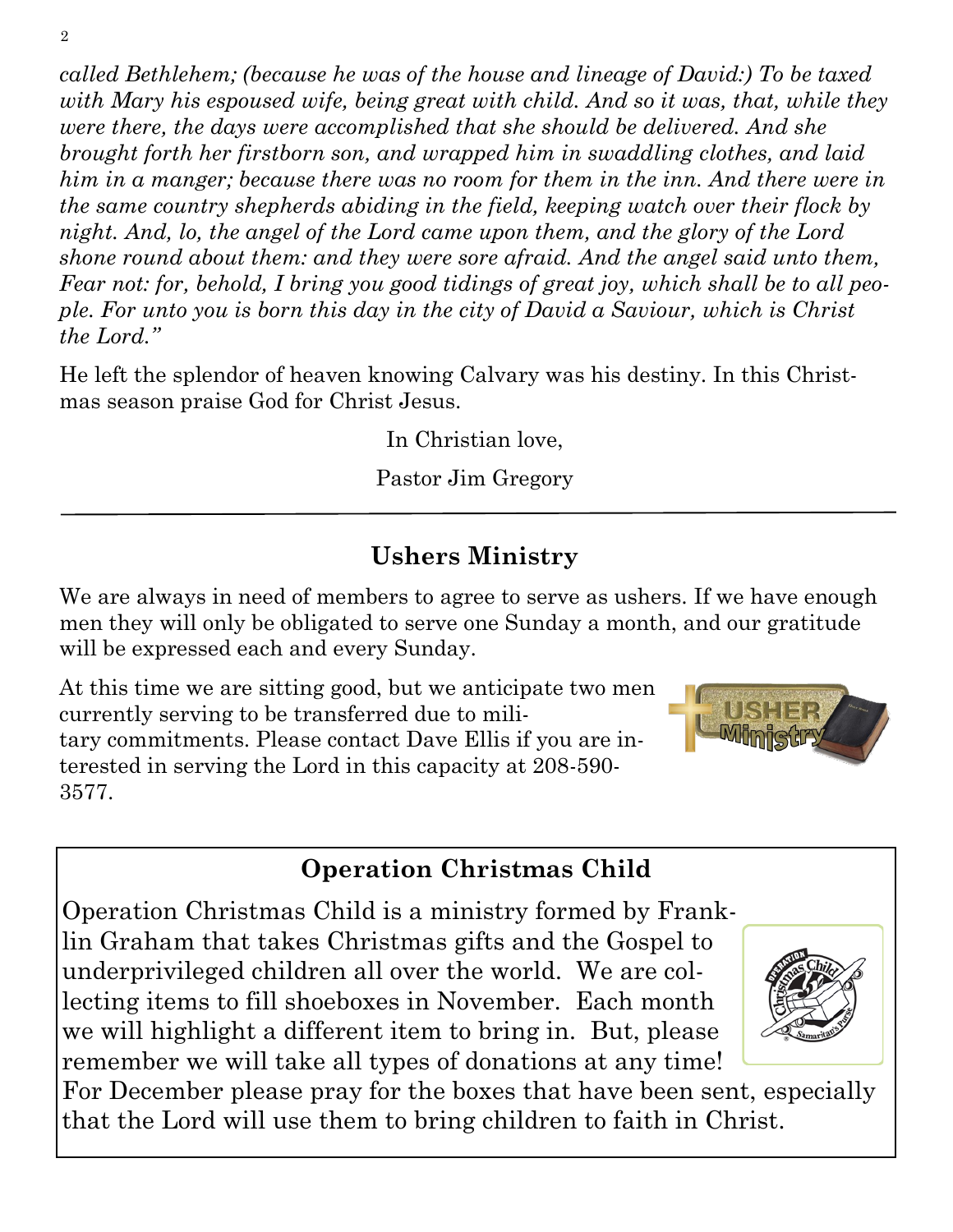*called Bethlehem; (because he was of the house and lineage of David:) To be taxed with Mary his espoused wife, being great with child. And so it was, that, while they were there, the days were accomplished that she should be delivered. And she brought forth her firstborn son, and wrapped him in swaddling clothes, and laid him in a manger; because there was no room for them in the inn. And there were in the same country shepherds abiding in the field, keeping watch over their flock by night. And, lo, the angel of the Lord came upon them, and the glory of the Lord shone round about them: and they were sore afraid. And the angel said unto them, Fear not: for, behold, I bring you good tidings of great joy, which shall be to all people. For unto you is born this day in the city of David a Saviour, which is Christ the Lord."*

He left the splendor of heaven knowing Calvary was his destiny. In this Christmas season praise God for Christ Jesus.

In Christian love,

Pastor Jim Gregory

---

## Ushers Ministry

We are always in need of members to agree to serve as ushers. If we have enough men they will only be obligated to serve one Sunday a month, and our gratitude will be expressed each and every Sunday.

At this time we are sitting good, but we anticipate two men currently serving to be transferred due to military commitments. Please contact Dave Ellis if you are interested in serving the Lord in this capacity at 208-590-3577.

## Operation Christmas Child

Operation Christmas Child is a ministry formed by Franklin Graham that takes Christmas gifts and the Gospel to underprivileged children all over the world. We are collecting items to fill shoeboxes in November. Each month we will highlight a different item to bring in. But, please remember we will take all types of donations at any time! For December please pray for the boxes that have been sent, especially that the Lord will use them to bring children to faith in Christ.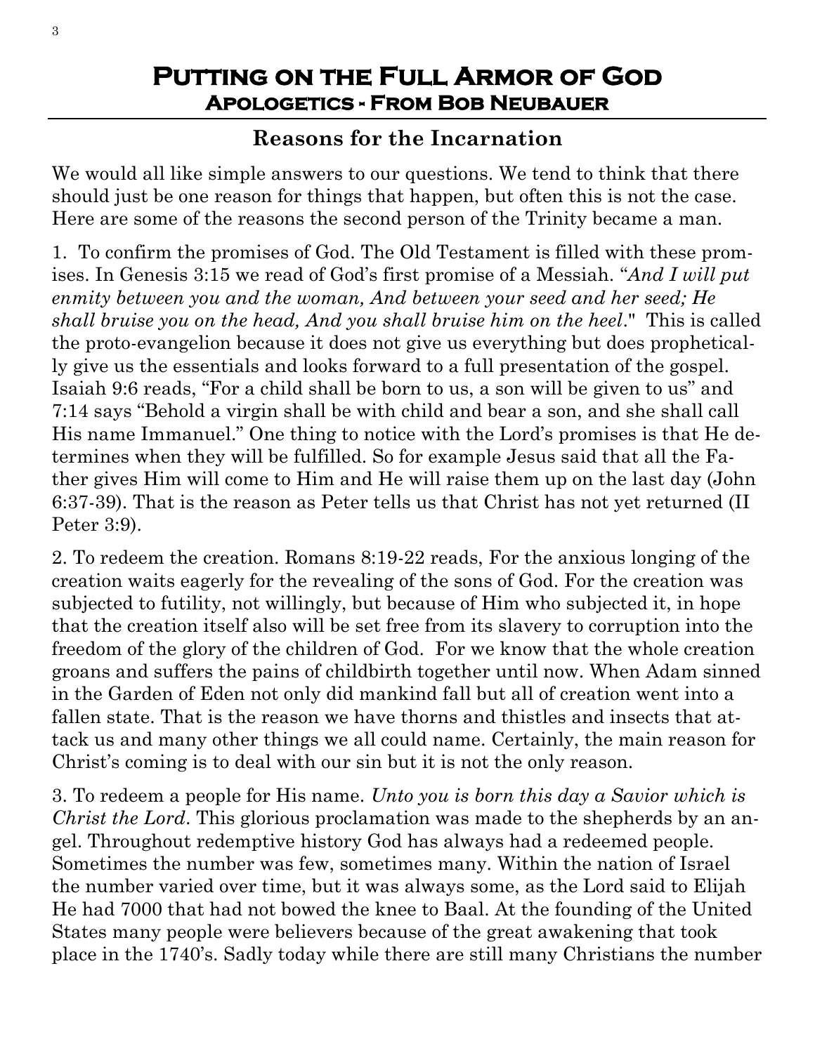# Putting on the Full Armor of God

## Apologetics - From Bob Neubauer

### Reasons for the Incarnation

We would all like simple answers to our questions. We tend to think that there should just be one reason for things that happen, but often this is not the case. Here are some of the reasons the second person of the Trinity became a man.

1. To confirm the promises of God. The Old Testament is filled with these promises. In Genesis 3:15 we read of God's first promise of a Messiah. "*And I will put enmity between you and the woman, And between your seed and her seed; He shall bruise you on the head, And you shall bruise him on the heel*." This is called the proto-evangelion because it does not give us everything but does prophetically give us the essentials and looks forward to a full presentation of the gospel. Isaiah 9:6 reads, "For a child shall be born to us, a son will be given to us" and 7:14 says "Behold a virgin shall be with child and bear a son, and she shall call His name Immanuel." One thing to notice with the Lord's promises is that He determines when they will be fulfilled. So for example Jesus said that all the Father gives Him will come to Him and He will raise them up on the last day (John 6:37-39). That is the reason as Peter tells us that Christ has not yet returned (II Peter 3:9).

2. To redeem the creation. Romans 8:19-22 reads, For the anxious longing of the creation waits eagerly for the revealing of the sons of God. For the creation was subjected to futility, not willingly, but because of Him who subjected it, in hope that the creation itself also will be set free from its slavery to corruption into the freedom of the glory of the children of God. For we know that the whole creation groans and suffers the pains of childbirth together until now. When Adam sinned in the Garden of Eden not only did mankind fall but all of creation went into a fallen state. That is the reason we have thorns and thistles and insects that attack us and many other things we all could name. Certainly, the main reason for Christ's coming is to deal with our sin but it is not the only reason.

3. To redeem a people for His name. *Unto you is born this day a Savior which is Christ the Lord*. This glorious proclamation was made to the shepherds by an angel. Throughout redemptive history God has always had a redeemed people. Sometimes the number was few, sometimes many. Within the nation of Israel the number varied over time, but it was always some, as the Lord said to Elijah He had 7000 that had not bowed the knee to Baal. At the founding of the United States many people were believers because of the great awakening that took place in the 1740's. Sadly today while there are still many Christians the number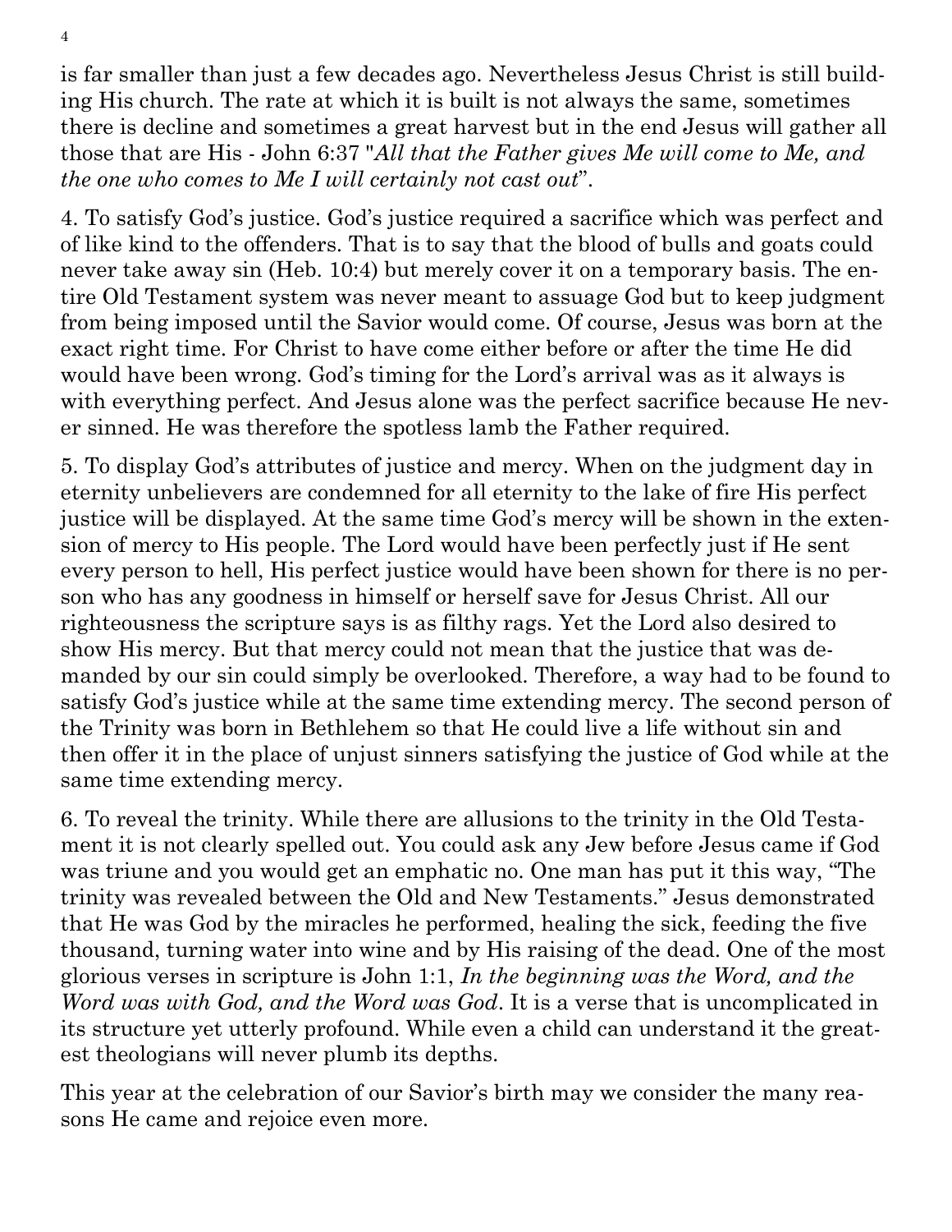is far smaller than just a few decades ago. Nevertheless Jesus Christ is still building His church. The rate at which it is built is not always the same, sometimes there is decline and sometimes a great harvest but in the end Jesus will gather all those that are His - John 6:37 "*All that the Father gives Me will come to Me, and the one who comes to Me I will certainly not cast out*".

4. To satisfy God's justice. God's justice required a sacrifice which was perfect and of like kind to the offenders. That is to say that the blood of bulls and goats could never take away sin (Heb. 10:4) but merely cover it on a temporary basis. The entire Old Testament system was never meant to assuage God but to keep judgment from being imposed until the Savior would come. Of course, Jesus was born at the exact right time. For Christ to have come either before or after the time He did would have been wrong. God's timing for the Lord's arrival was as it always is with everything perfect. And Jesus alone was the perfect sacrifice because He never sinned. He was therefore the spotless lamb the Father required.

5. To display God's attributes of justice and mercy. When on the judgment day in eternity unbelievers are condemned for all eternity to the lake of fire His perfect justice will be displayed. At the same time God's mercy will be shown in the extension of mercy to His people. The Lord would have been perfectly just if He sent every person to hell, His perfect justice would have been shown for there is no person who has any goodness in himself or herself save for Jesus Christ. All our righteousness the scripture says is as filthy rags. Yet the Lord also desired to show His mercy. But that mercy could not mean that the justice that was demanded by our sin could simply be overlooked. Therefore, a way had to be found to satisfy God's justice while at the same time extending mercy. The second person of the Trinity was born in Bethlehem so that He could live a life without sin and then offer it in the place of unjust sinners satisfying the justice of God while at the same time extending mercy.

6. To reveal the trinity. While there are allusions to the trinity in the Old Testament it is not clearly spelled out. You could ask any Jew before Jesus came if God was triune and you would get an emphatic no. One man has put it this way, "The trinity was revealed between the Old and New Testaments." Jesus demonstrated that He was God by the miracles he performed, healing the sick, feeding the five thousand, turning water into wine and by His raising of the dead. One of the most glorious verses in scripture is John 1:1, *In the beginning was the Word, and the Word was with God, and the Word was God*. It is a verse that is uncomplicated in its structure yet utterly profound. While even a child can understand it the greatest theologians will never plumb its depths.

This year at the celebration of our Savior's birth may we consider the many reasons He came and rejoice even more.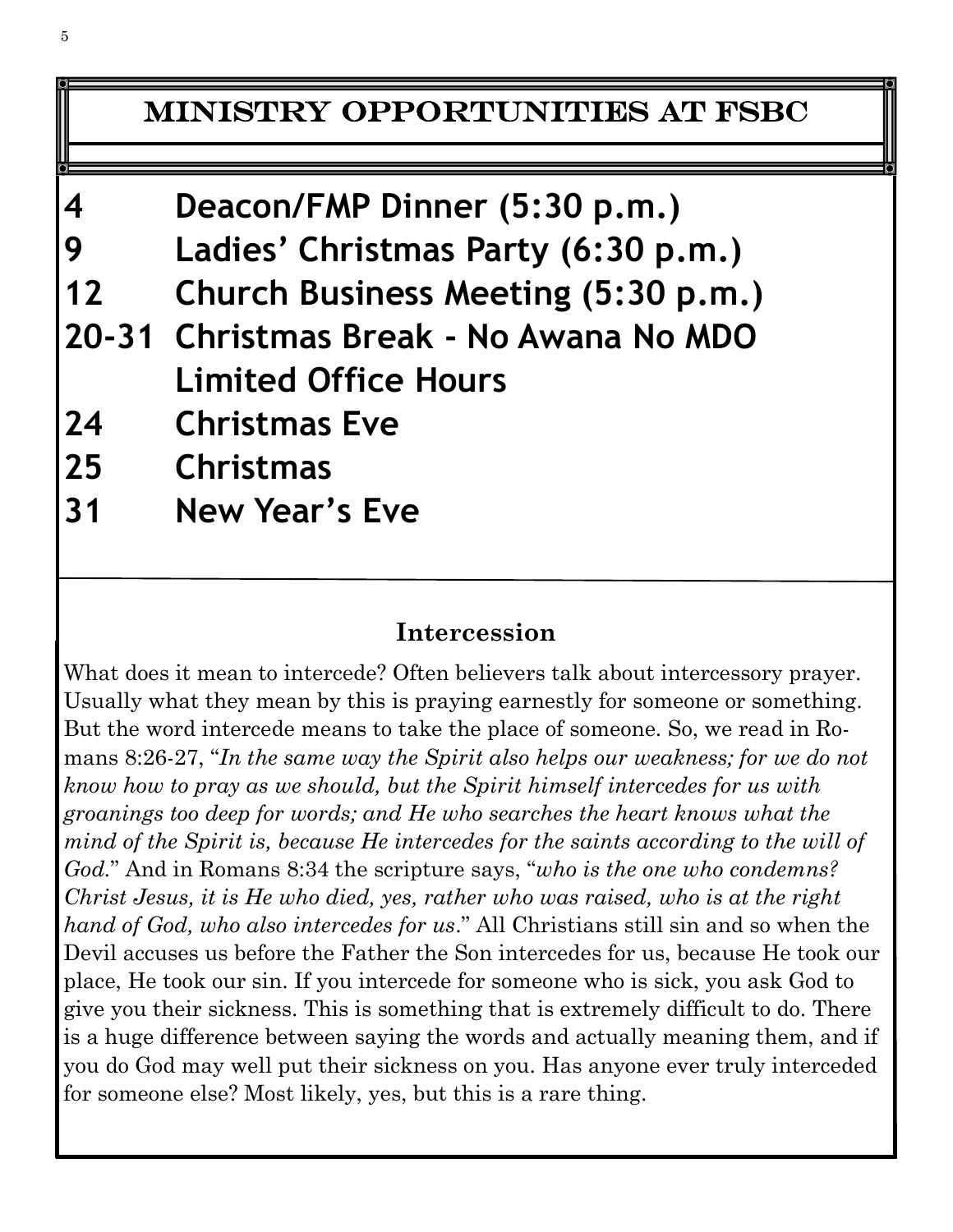## MINISTRY OPPORTUNITIES AT FSBC

**4 Deacon/FMP Dinner (5:30 p.m.)**

**9 Ladies' Christmas Party (6:30 p.m.)**

**12 Church Business Meeting (5:30 p.m.)**

**20-31 Christmas Break - No Awana No MDO Limited Office Hours**

**24 Christmas Eve**

**25 Christmas**

**31 New Year's Eve**

### Intercession

What does it mean to intercede? Often believers talk about intercessory prayer. Usually what they mean by this is praying earnestly for someone or something. But the word intercede means to take the place of someone. So, we read in Romans 8:26-27, "*In the same way the Spirit also helps our weakness; for we do not know how to pray as we should, but the Spirit himself intercedes for us with groanings too deep for words; and He who searches the heart knows what the mind of the Spirit is, because He intercedes for the saints according to the will of God.*" And in Romans 8:34 the scripture says, "*who is the one who condemns? Christ Jesus, it is He who died, yes, rather who was raised, who is at the right hand of God, who also intercedes for us*." All Christians still sin and so when the Devil accuses us before the Father the Son intercedes for us, because He took our place, He took our sin. If you intercede for someone who is sick, you ask God to give you their sickness. This is something that is extremely difficult to do. There is a huge difference between saying the words and actually meaning them, and if you do God may well put their sickness on you. Has anyone ever truly interceded for someone else? Most likely, yes, but this is a rare thing.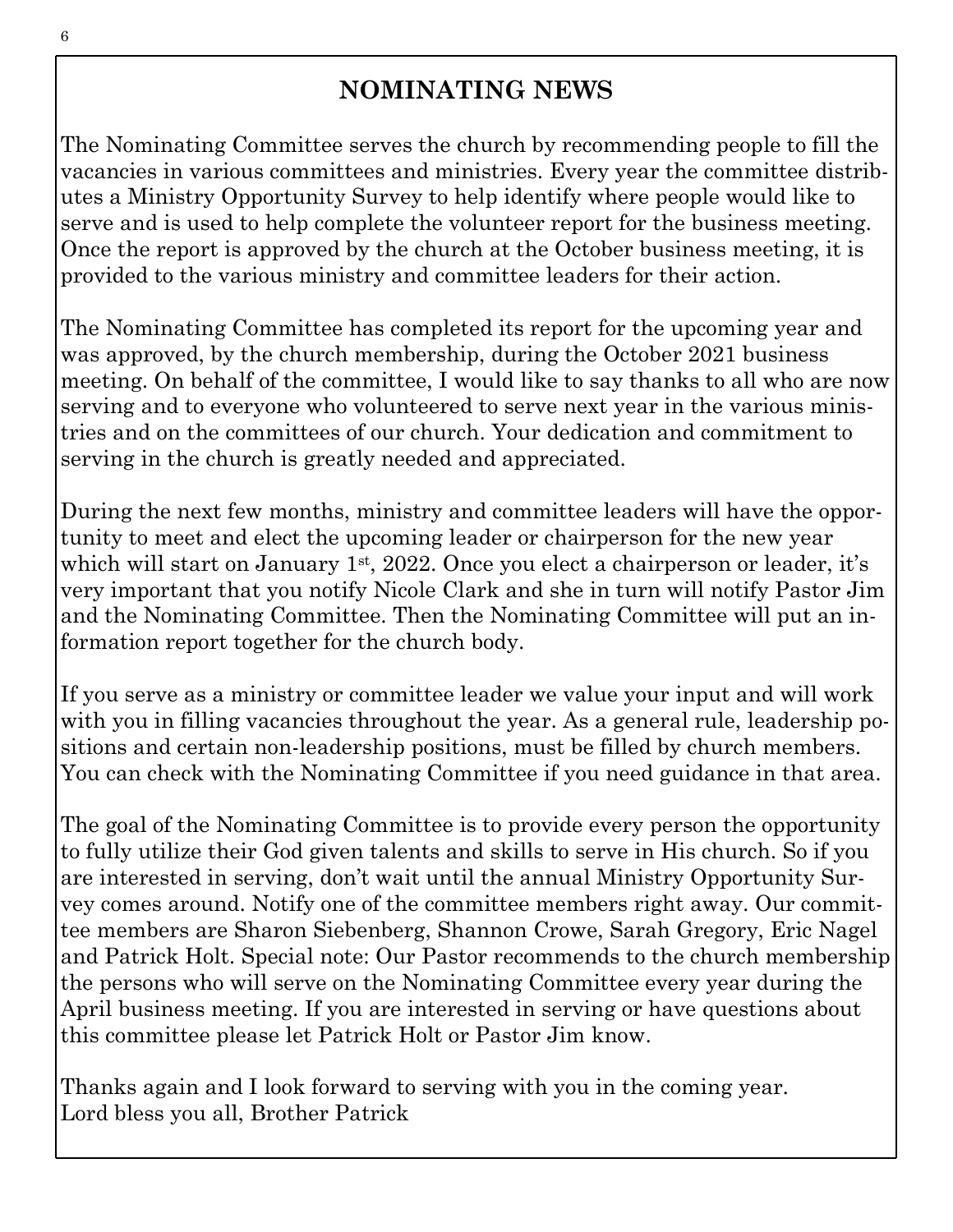# NOMINATING NEWS

The Nominating Committee serves the church by recommending people to fill the vacancies in various committees and ministries. Every year the committee distributes a Ministry Opportunity Survey to help identify where people would like to serve and is used to help complete the volunteer report for the business meeting. Once the report is approved by the church at the October business meeting, it is provided to the various ministry and committee leaders for their action.

The Nominating Committee has completed its report for the upcoming year and was approved, by the church membership, during the October 2021 business meeting. On behalf of the committee, I would like to say thanks to all who are now serving and to everyone who volunteered to serve next year in the various ministries and on the committees of our church. Your dedication and commitment to serving in the church is greatly needed and appreciated.

During the next few months, ministry and committee leaders will have the opportunity to meet and elect the upcoming leader or chairperson for the new year which will start on January 1st, 2022. Once you elect a chairperson or leader, it's very important that you notify Nicole Clark and she in turn will notify Pastor Jim and the Nominating Committee. Then the Nominating Committee will put an information report together for the church body.

If you serve as a ministry or committee leader we value your input and will work with you in filling vacancies throughout the year. As a general rule, leadership positions and certain non-leadership positions, must be filled by church members. You can check with the Nominating Committee if you need guidance in that area.

The goal of the Nominating Committee is to provide every person the opportunity to fully utilize their God given talents and skills to serve in His church. So if you are interested in serving, don't wait until the annual Ministry Opportunity Survey comes around. Notify one of the committee members right away. Our committee members are Sharon Siebenberg, Shannon Crowe, Sarah Gregory, Eric Nagel and Patrick Holt. Special note: Our Pastor recommends to the church membership the persons who will serve on the Nominating Committee every year during the April business meeting. If you are interested in serving or have questions about this committee please let Patrick Holt or Pastor Jim know.

Thanks again and I look forward to serving with you in the coming year.
Lord bless you all, Brother Patrick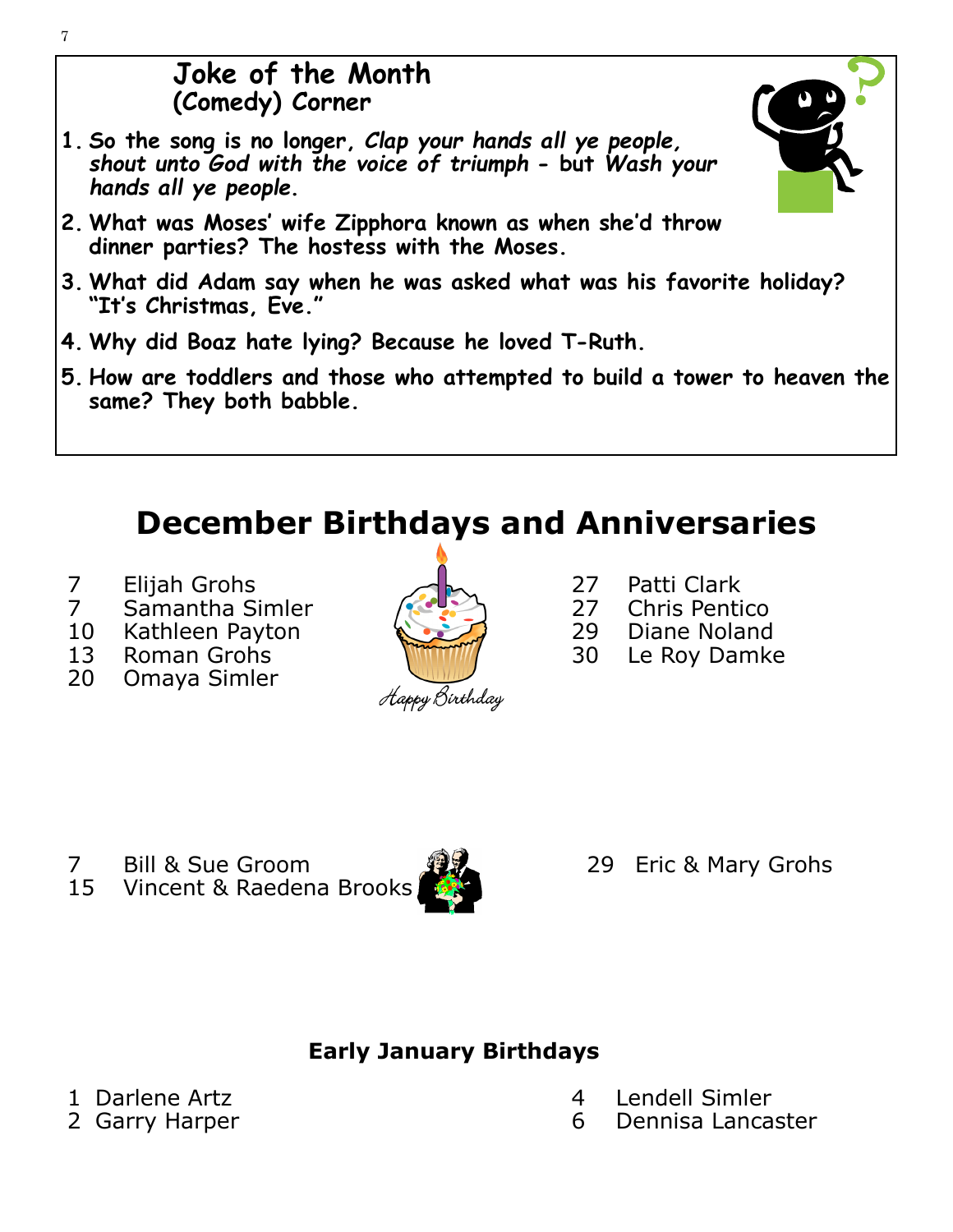## Joke of the Month
### (Comedy) Corner

1. **So the song is no longer, *Clap your hands all ye people, shout unto God with the voice of triumph* - but *Wash your hands all ye people*.**
2. **What was Moses' wife Zipphora known as when she'd throw dinner parties? The hostess with the Moses.**
3. **What did Adam say when he was asked what was his favorite holiday? "It's Christmas, Eve."**
4. **Why did Boaz hate lying? Because he loved T-Ruth.**
5. **How are toddlers and those who attempted to build a tower to heaven the same? They both babble.**

# December Birthdays and Anniversaries

7 Elijah Grohs
7 Samantha Simler
10 Kathleen Payton
13 Roman Grohs
20 Omaya Simler
27 Patti Clark
27 Chris Pentico
29 Diane Noland
30 Le Roy Damke

Happy Birthday

7 Bill & Sue Groom
15 Vincent & Raedena Brooks
29 Eric & Mary Grohs

### Early January Birthdays

1 Darlene Artz
2 Garry Harper
4 Lendell Simler
6 Dennisa Lancaster